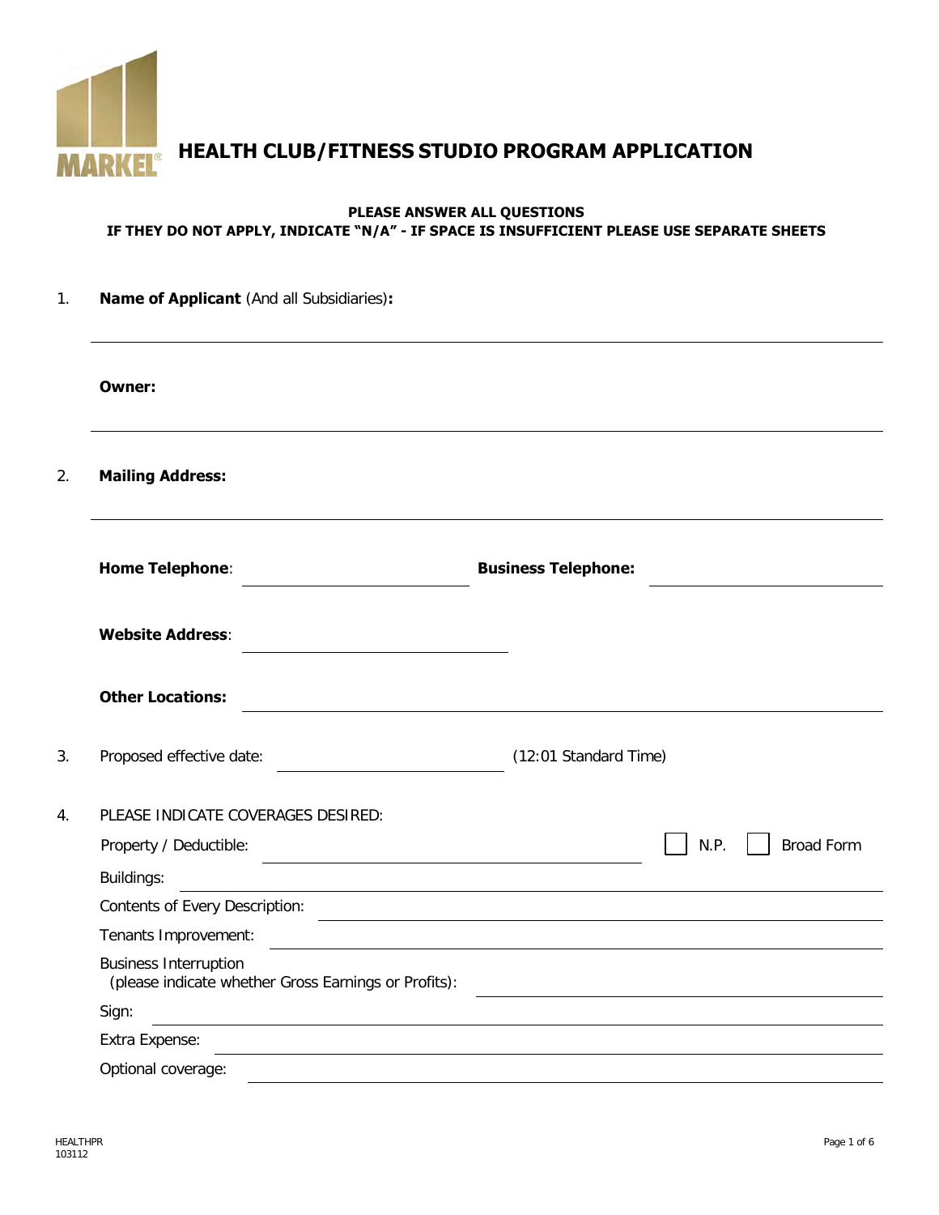# HEALTH CLUB/FITNESS STUDIO PROGRAM APPLICATION

**PLEASE ANSWER ALL QUESTIONS**
**IF THEY DO NOT APPLY, INDICATE "N/A" - IF SPACE IS INSUFFICIENT PLEASE USE SEPARATE SHEETS**

1. **Name of Applicant** (And all Subsidiaries)**:** ______________________________

   **Owner:** ______________________________

2. **Mailing Address:** ______________________________

   **Home Telephone**: ____________________ **Business Telephone:** ____________________

   **Website Address**: ____________________

   **Other Locations:** ______________________________

3. Proposed effective date: ____________________ (12:01 Standard Time)

4. PLEASE INDICATE COVERAGES DESIRED:

   Property / Deductible: ____________________ ☐ N.P. ☐ Broad Form

   Buildings: ______________________________

   Contents of Every Description: ______________________________

   Tenants Improvement: ______________________________

   Business Interruption
   (please indicate whether Gross Earnings or Profits): ______________________________

   Sign: ______________________________

   Extra Expense: ______________________________

   Optional coverage: ______________________________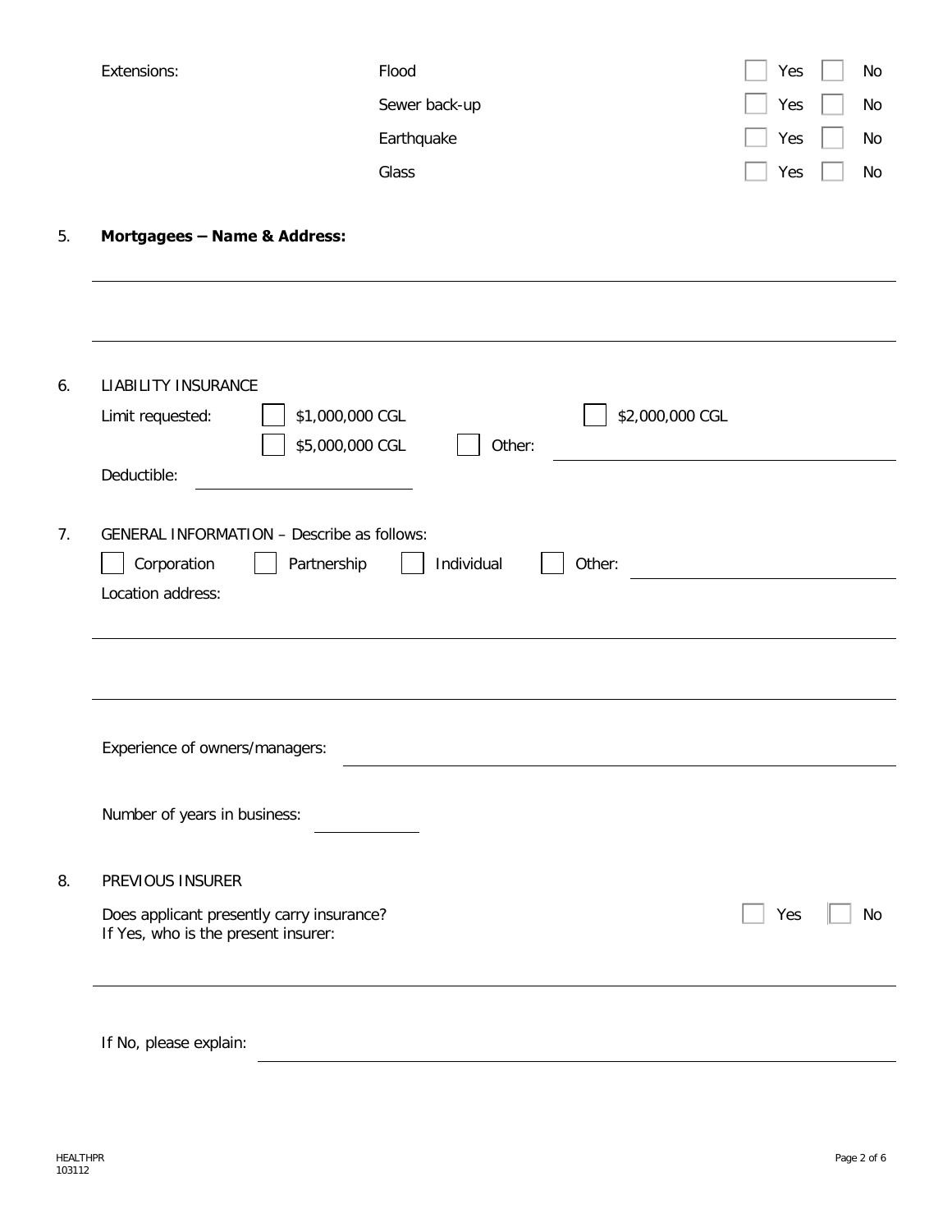Extensions:

| | | | |
|---|---|---|---|
| Flood | ☐ Yes | ☐ No |
| Sewer back-up | ☐ Yes | ☐ No |
| Earthquake | ☐ Yes | ☐ No |
| Glass | ☐ Yes | ☐ No |

5. **Mortgagees – Name & Address:**

______________________________________________________________

______________________________________________________________

6. LIABILITY INSURANCE

Limit requested: ☐ $1,000,000 CGL ☐ $2,000,000 CGL ☐ $5,000,000 CGL ☐ Other: ____________________

Deductible: ____________________

7. GENERAL INFORMATION – Describe as follows:

☐ Corporation ☐ Partnership ☐ Individual ☐ Other: ____________________

Location address:

______________________________________________________________

______________________________________________________________

Experience of owners/managers: ____________________

Number of years in business: ____________________

8. PREVIOUS INSURER

Does applicant presently carry insurance? ☐ Yes ☐ No

If Yes, who is the present insurer:

______________________________________________________________

If No, please explain: ____________________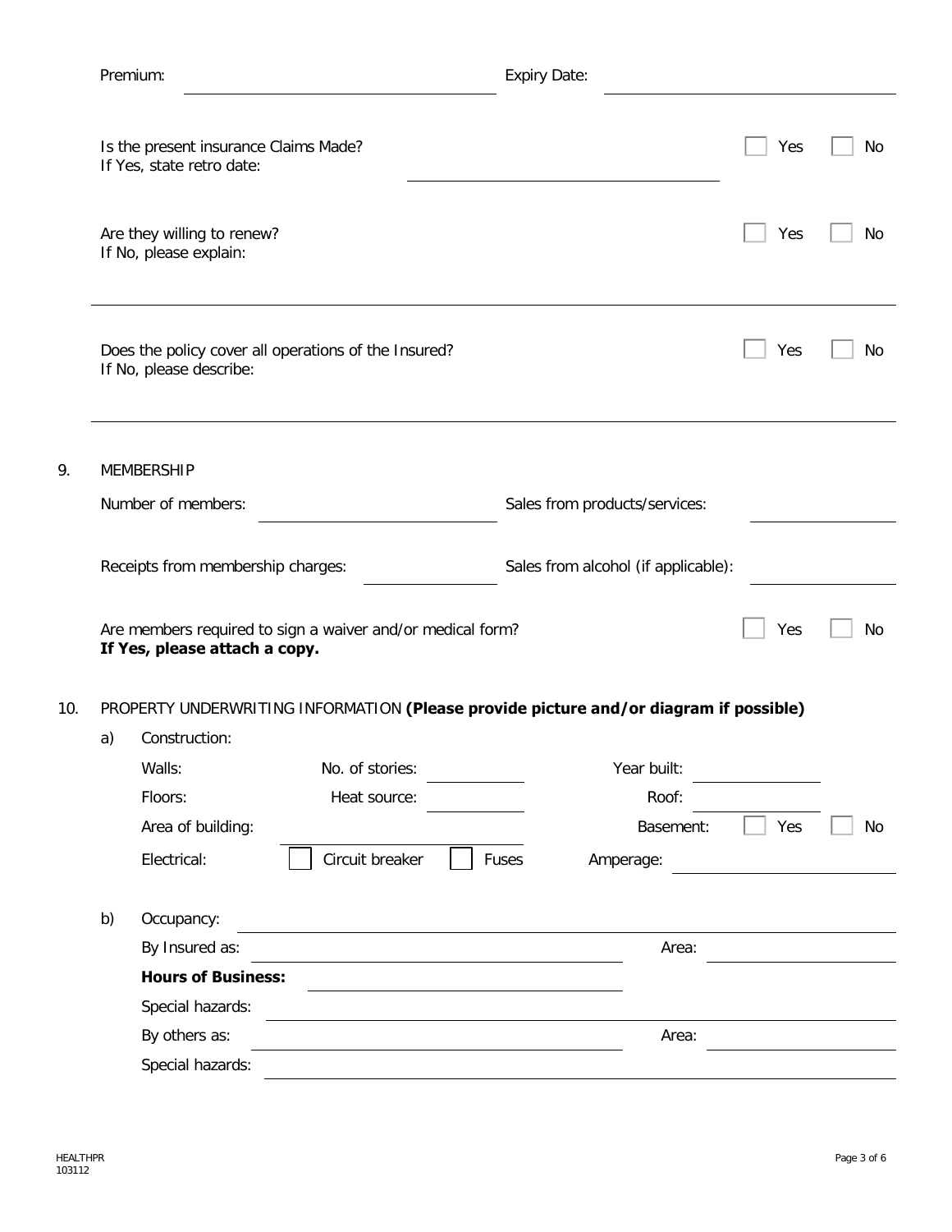Premium: ______________________ Expiry Date: ______________________

Is the present insurance Claims Made? ☐ Yes ☐ No
If Yes, state retro date: ______________________

Are they willing to renew? ☐ Yes ☐ No
If No, please explain:

______________________________________________

Does the policy cover all operations of the Insured? ☐ Yes ☐ No
If No, please describe:

______________________________________________

9. MEMBERSHIP

Number of members: ______________________ Sales from products/services: ______________________

Receipts from membership charges: ______________________ Sales from alcohol (if applicable): ______________________

Are members required to sign a waiver and/or medical form? ☐ Yes ☐ No
**If Yes, please attach a copy.**

10. PROPERTY UNDERWRITING INFORMATION **(Please provide picture and/or diagram if possible)**

a) Construction:

Walls: No. of stories: ____________ Year built: ____________

Floors: Heat source: ____________ Roof: ____________

Area of building: ____________ Basement: ☐ Yes ☐ No

Electrical: ☐ Circuit breaker ☐ Fuses Amperage: ____________

b) Occupancy: ______________________

By Insured as: ______________________ Area: ____________

**Hours of Business:** ______________________

Special hazards: ______________________

By others as: ______________________ Area: ____________

Special hazards: ______________________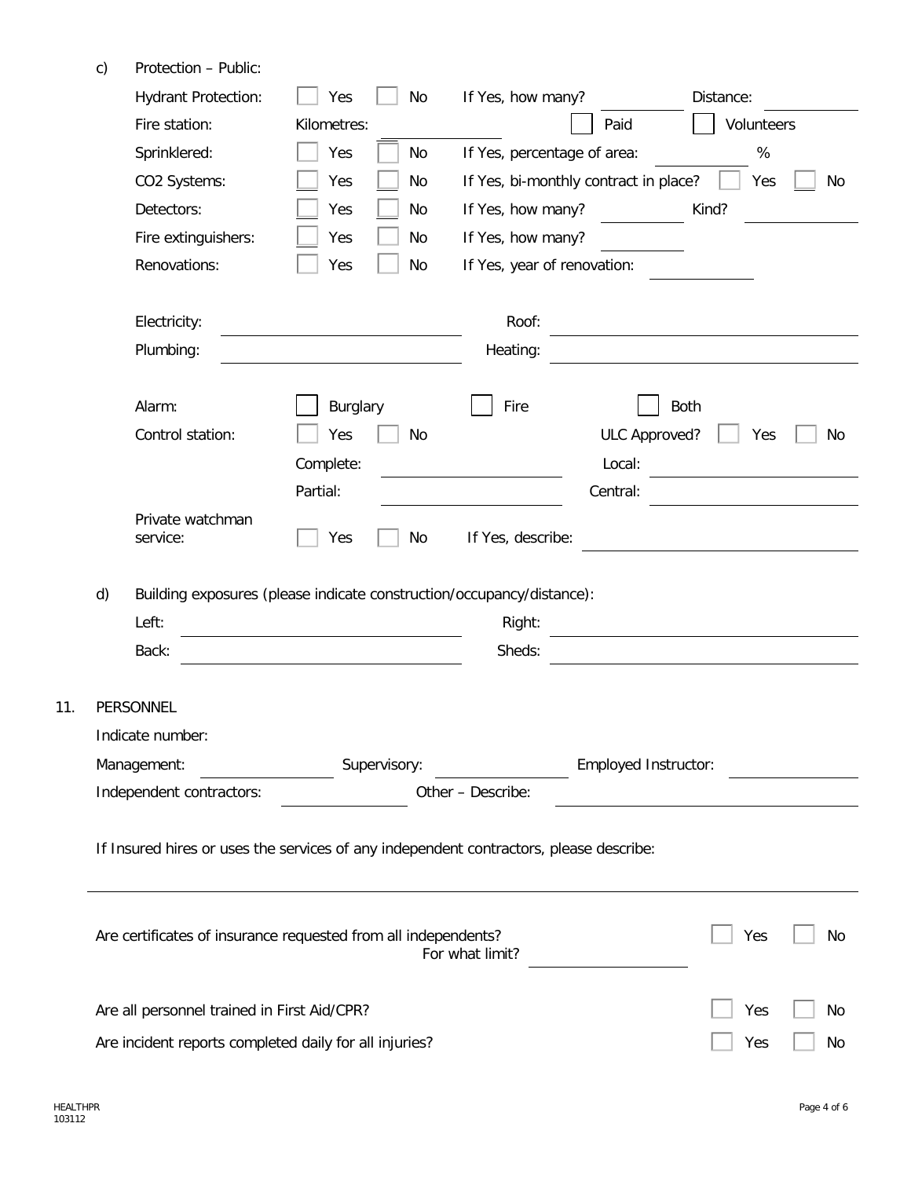c) Protection – Public:

Hydrant Protection: ☐ Yes ☐ No If Yes, how many? ______ Distance: ______

Fire station: Kilometres: ______ ☐ Paid ☐ Volunteers

Sprinklered: ☐ Yes ☐ No If Yes, percentage of area: ______ %

$CO_2$ Systems: ☐ Yes ☐ No If Yes, bi-monthly contract in place? ☐ Yes ☐ No

Detectors: ☐ Yes ☐ No If Yes, how many? ______ Kind? ______

Fire extinguishers: ☐ Yes ☐ No If Yes, how many? ______

Renovations: ☐ Yes ☐ No If Yes, year of renovation: ______

Electricity: ______ Roof: ______

Plumbing: ______ Heating: ______

Alarm: ☐ Burglary ☐ Fire ☐ Both

Control station: ☐ Yes ☐ No ULC Approved? ☐ Yes ☐ No

Complete: ______ Local: ______

Partial: ______ Central: ______

Private watchman service: ☐ Yes ☐ No If Yes, describe: ______

d) Building exposures (please indicate construction/occupancy/distance):

Left: ______ Right: ______

Back: ______ Sheds: ______

11. PERSONNEL

Indicate number:

Management: ______ Supervisory: ______ Employed Instructor: ______

Independent contractors: ______ Other – Describe: ______

If Insured hires or uses the services of any independent contractors, please describe:

______

Are certificates of insurance requested from all independents? ☐ Yes ☐ No

For what limit? ______

Are all personnel trained in First Aid/CPR? ☐ Yes ☐ No

Are incident reports completed daily for all injuries? ☐ Yes ☐ No

HEALTHPR
103112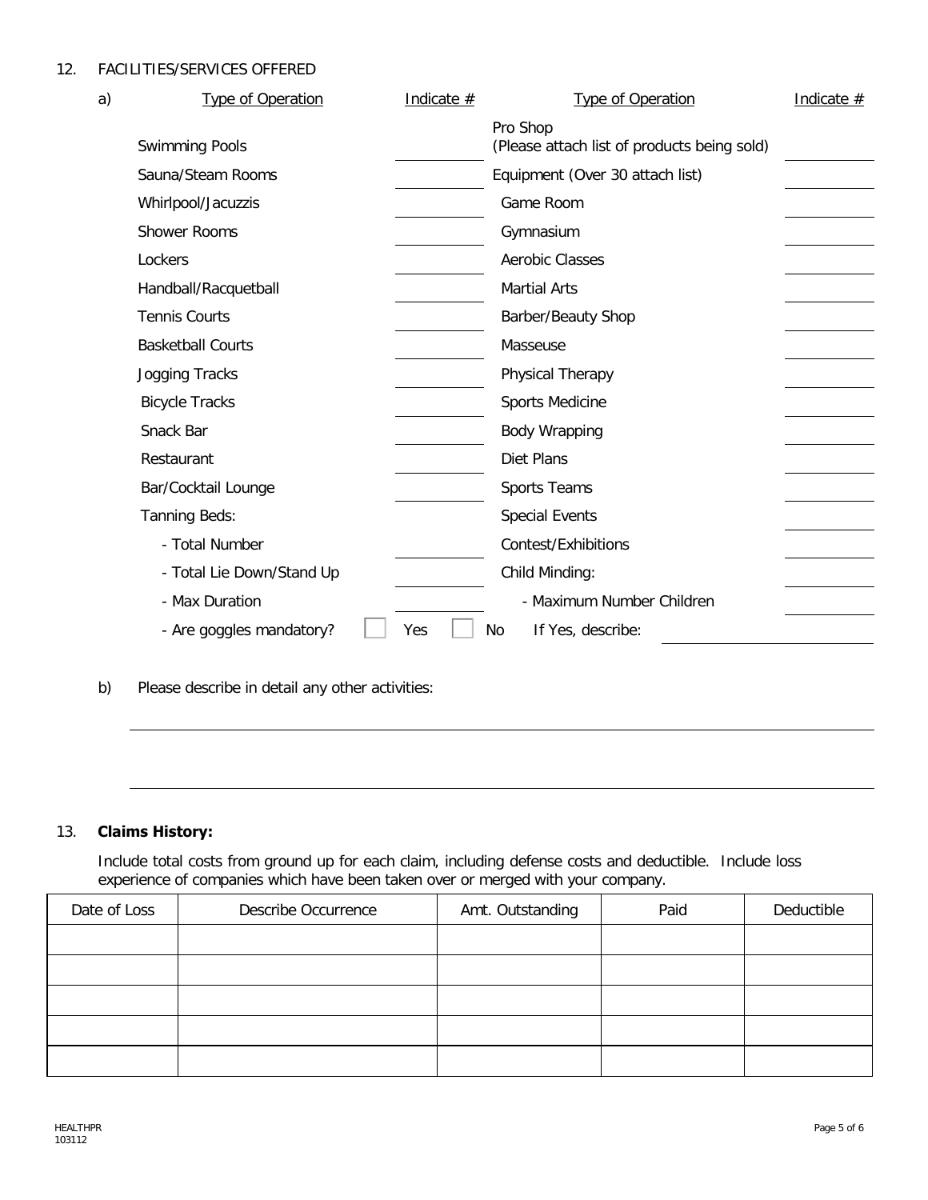12. FACILITIES/SERVICES OFFERED

a)

| Type of Operation | Indicate # | Type of Operation | Indicate # |
|---|---|---|---|
| Swimming Pools | | Pro Shop (Please attach list of products being sold) | |
| Sauna/Steam Rooms | | Equipment (Over 30 attach list) | |
| Whirlpool/Jacuzzis | | Game Room | |
| Shower Rooms | | Gymnasium | |
| Lockers | | Aerobic Classes | |
| Handball/Racquetball | | Martial Arts | |
| Tennis Courts | | Barber/Beauty Shop | |
| Basketball Courts | | Masseuse | |
| Jogging Tracks | | Physical Therapy | |
| Bicycle Tracks | | Sports Medicine | |
| Snack Bar | | Body Wrapping | |
| Restaurant | | Diet Plans | |
| Bar/Cocktail Lounge | | Sports Teams | |
| Tanning Beds: | | Special Events | |
| - Total Number | | Contest/Exhibitions | |
| - Total Lie Down/Stand Up | | Child Minding: | |
| - Max Duration | | - Maximum Number Children | |

- Are goggles mandatory? ☐ Yes ☐ No If Yes, describe: ______________________

b) Please describe in detail any other activities:

______________________________________________________________________

______________________________________________________________________

13. **Claims History:**

Include total costs from ground up for each claim, including defense costs and deductible. Include loss experience of companies which have been taken over or merged with your company.

| Date of Loss | Describe Occurrence | Amt. Outstanding | Paid | Deductible |
|---|---|---|---|---|
| | | | | |
| | | | | |
| | | | | |
| | | | | |
| | | | | |

HEALTHPR
103112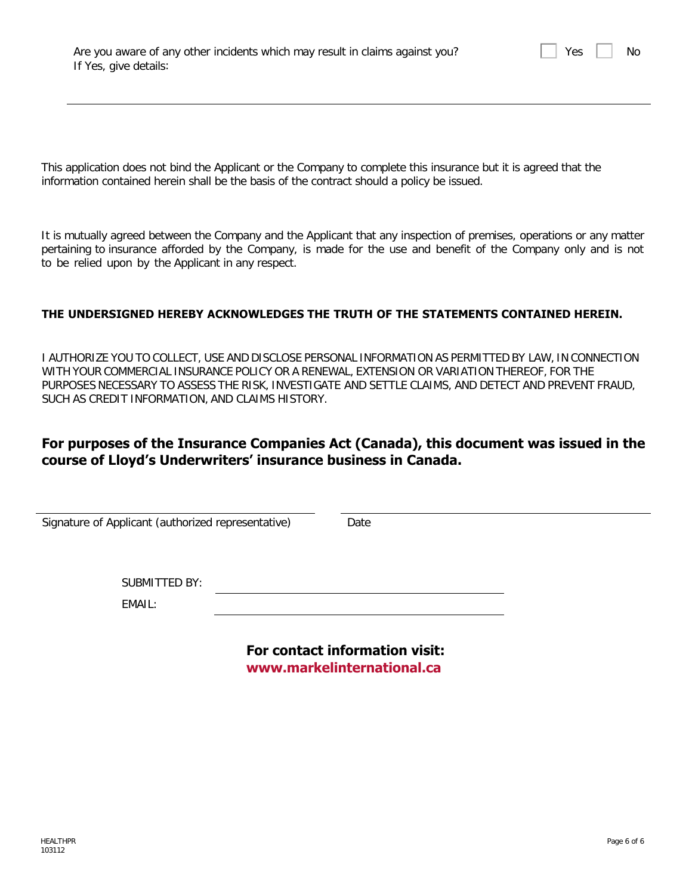Are you aware of any other incidents which may result in claims against you? ☐ Yes ☐ No

If Yes, give details:

_______________________________________________________________________________

This application does not bind the Applicant or the Company to complete this insurance but it is agreed that the information contained herein shall be the basis of the contract should a policy be issued.

It is mutually agreed between the Company and the Applicant that any inspection of premises, operations or any matter pertaining to insurance afforded by the Company, is made for the use and benefit of the Company only and is not to be relied upon by the Applicant in any respect.

**THE UNDERSIGNED HEREBY ACKNOWLEDGES THE TRUTH OF THE STATEMENTS CONTAINED HEREIN.**

I AUTHORIZE YOU TO COLLECT, USE AND DISCLOSE PERSONAL INFORMATION AS PERMITTED BY LAW, IN CONNECTION WITH YOUR COMMERCIAL INSURANCE POLICY OR A RENEWAL, EXTENSION OR VARIATION THEREOF, FOR THE PURPOSES NECESSARY TO ASSESS THE RISK, INVESTIGATE AND SETTLE CLAIMS, AND DETECT AND PREVENT FRAUD, SUCH AS CREDIT INFORMATION, AND CLAIMS HISTORY.

## For purposes of the Insurance Companies Act (Canada), this document was issued in the course of Lloyd's Underwriters' insurance business in Canada.

_______________________________________ _______________________________________

Signature of Applicant (authorized representative) Date

SUBMITTED BY: _______________________________________

EMAIL: _______________________________________

**For contact information visit:**
**www.markelinternational.ca**

HEALTHPR
103112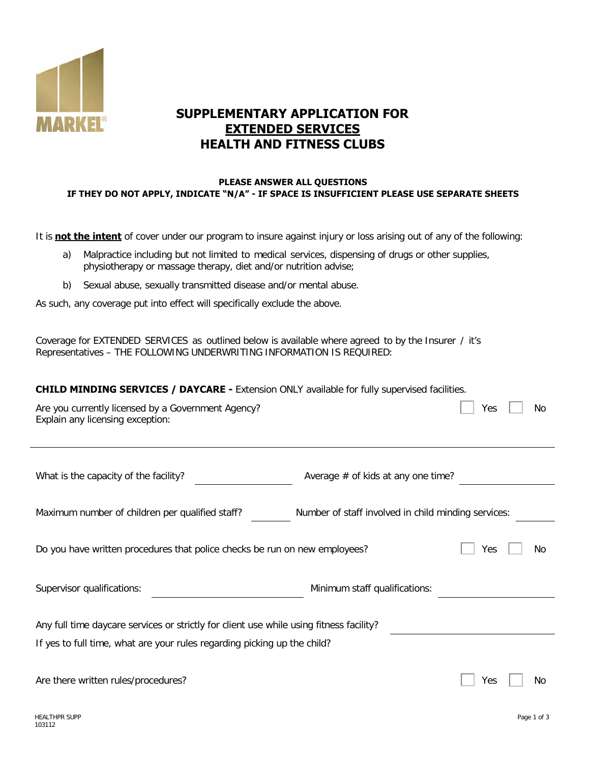MARKEL®

# SUPPLEMENTARY APPLICATION FOR EXTENDED SERVICES HEALTH AND FITNESS CLUBS

**PLEASE ANSWER ALL QUESTIONS**
**IF THEY DO NOT APPLY, INDICATE "N/A" - IF SPACE IS INSUFFICIENT PLEASE USE SEPARATE SHEETS**

It is **not the intent** of cover under our program to insure against injury or loss arising out of any of the following:

a) Malpractice including but not limited to medical services, dispensing of drugs or other supplies, physiotherapy or massage therapy, diet and/or nutrition advise;

b) Sexual abuse, sexually transmitted disease and/or mental abuse.

As such, any coverage put into effect will specifically exclude the above.

Coverage for EXTENDED SERVICES as outlined below is available where agreed to by the Insurer / it's Representatives – THE FOLLOWING UNDERWRITING INFORMATION IS REQUIRED:

**CHILD MINDING SERVICES / DAYCARE -** Extension ONLY available for fully supervised facilities.

Are you currently licensed by a Government Agency? ☐ Yes ☐ No
Explain any licensing exception:

---

What is the capacity of the facility? ____________ Average # of kids at any one time? ____________

Maximum number of children per qualified staff? ________ Number of staff involved in child minding services: ________

Do you have written procedures that police checks be run on new employees? ☐ Yes ☐ No

Supervisor qualifications: ____________ Minimum staff qualifications: ____________

Any full time daycare services or strictly for client use while using fitness facility? ____________

If yes to full time, what are your rules regarding picking up the child?

Are there written rules/procedures? ☐ Yes ☐ No

HEALTHPR SUPP
103112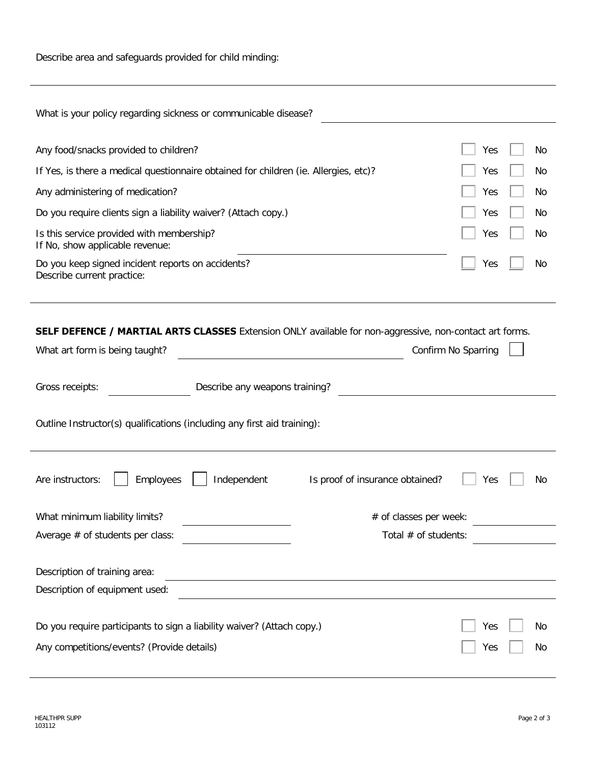Describe area and safeguards provided for child minding:

---

What is your policy regarding sickness or communicable disease? ______________________

| | | |
|---|---|---|
| Any food/snacks provided to children? | ☐ Yes | ☐ No |
| If Yes, is there a medical questionnaire obtained for children (ie. Allergies, etc)? | ☐ Yes | ☐ No |
| Any administering of medication? | ☐ Yes | ☐ No |
| Do you require clients sign a liability waiver? (Attach copy.) | ☐ Yes | ☐ No |
| Is this service provided with membership? | ☐ Yes | ☐ No |
| Do you keep signed incident reports on accidents? | ☐ Yes | ☐ No |

If No, show applicable revenue: ______________________

Describe current practice:

---

**SELF DEFENCE / MARTIAL ARTS CLASSES** Extension ONLY available for non-aggressive, non-contact art forms.

What art form is being taught? ______________________ Confirm No Sparring ☐

Gross receipts: ____________ Describe any weapons training? ______________________

Outline Instructor(s) qualifications (including any first aid training):

---

Are instructors: ☐ Employees ☐ Independent Is proof of insurance obtained? ☐ Yes ☐ No

What minimum liability limits? ____________ # of classes per week: ____________

Average # of students per class: ____________ Total # of students: ____________

Description of training area: ______________________

Description of equipment used: ______________________

| | | |
|---|---|---|
| Do you require participants to sign a liability waiver? (Attach copy.) | ☐ Yes | ☐ No |
| Any competitions/events? (Provide details) | ☐ Yes | ☐ No |

---

HEALTHPR SUPP
103112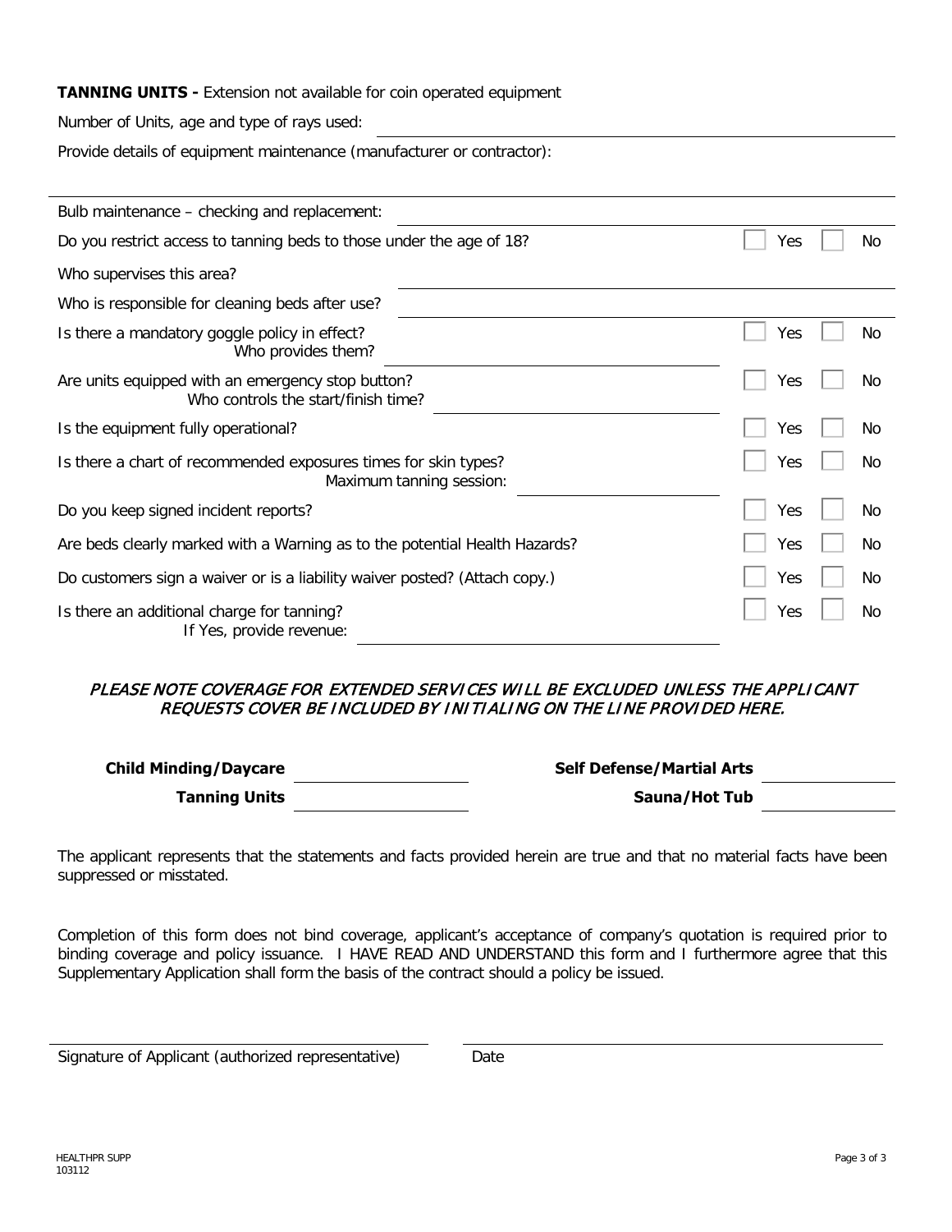**TANNING UNITS -** Extension not available for coin operated equipment

Number of Units, age and type of rays used: ______________________

Provide details of equipment maintenance (manufacturer or contractor):

______________________

Bulb maintenance – checking and replacement: ______________________

Do you restrict access to tanning beds to those under the age of 18? ☐ Yes ☐ No

Who supervises this area? ______________________

Who is responsible for cleaning beds after use? ______________________

Is there a mandatory goggle policy in effect? ☐ Yes ☐ No
Who provides them? ______________________

Are units equipped with an emergency stop button? ☐ Yes ☐ No
Who controls the start/finish time? ______________________

Is the equipment fully operational? ☐ Yes ☐ No

Is there a chart of recommended exposures times for skin types? ☐ Yes ☐ No
Maximum tanning session: ______________________

Do you keep signed incident reports? ☐ Yes ☐ No

Are beds clearly marked with a Warning as to the potential Health Hazards? ☐ Yes ☐ No

Do customers sign a waiver or is a liability waiver posted? (Attach copy.) ☐ Yes ☐ No

Is there an additional charge for tanning? ☐ Yes ☐ No
If Yes, provide revenue: ______________________

*PLEASE NOTE COVERAGE FOR EXTENDED SERVICES WILL BE EXCLUDED UNLESS THE APPLICANT REQUESTS COVER BE INCLUDED BY INITIALING ON THE LINE PROVIDED HERE.*

**Child Minding/Daycare** ______________ **Self Defense/Martial Arts** ______________

**Tanning Units** ______________ **Sauna/Hot Tub** ______________

The applicant represents that the statements and facts provided herein are true and that no material facts have been suppressed or misstated.

Completion of this form does not bind coverage, applicant's acceptance of company's quotation is required prior to binding coverage and policy issuance. I HAVE READ AND UNDERSTAND this form and I furthermore agree that this Supplementary Application shall form the basis of the contract should a policy be issued.

______________________ ______________________
Signature of Applicant (authorized representative) Date

HEALTHPR SUPP
103112